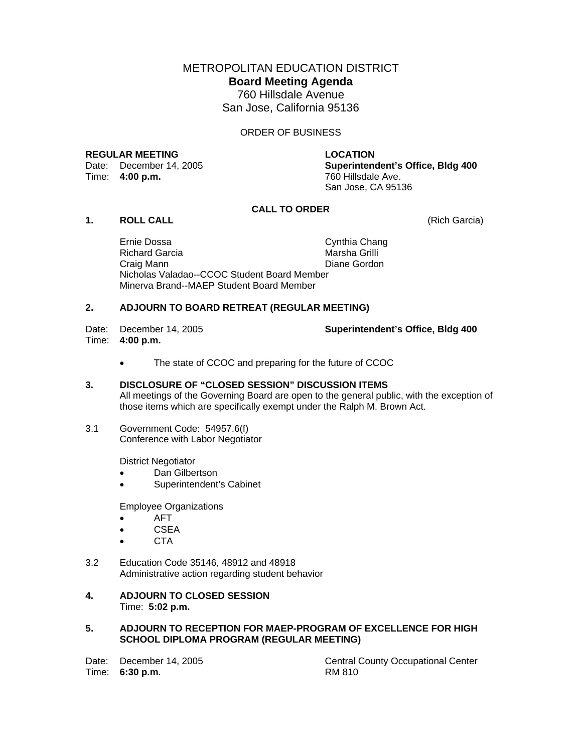# METROPOLITAN EDUCATION DISTRICT

## Board Meeting Agenda

760 Hillsdale Avenue
San Jose, California 95136

ORDER OF BUSINESS

**REGULAR MEETING**
Date: December 14, 2005
Time: **4:00 p.m.**

**LOCATION**
**Superintendent's Office, Bldg 400**
760 Hillsdale Ave.
San Jose, CA 95136

**CALL TO ORDER**

**1. ROLL CALL** (Rich Garcia)

Ernie Dossa
Richard Garcia
Craig Mann
Cynthia Chang
Marsha Grilli
Diane Gordon
Nicholas Valadao--CCOC Student Board Member
Minerva Brand--MAEP Student Board Member

**2. ADJOURN TO BOARD RETREAT (REGULAR MEETING)**

Date: December 14, 2005 — **Superintendent's Office, Bldg 400**
Time: **4:00 p.m.**

- The state of CCOC and preparing for the future of CCOC

**3. DISCLOSURE OF "CLOSED SESSION" DISCUSSION ITEMS**
All meetings of the Governing Board are open to the general public, with the exception of those items which are specifically exempt under the Ralph M. Brown Act.

3.1 Government Code: 54957.6(f)
Conference with Labor Negotiator

District Negotiator
- Dan Gilbertson
- Superintendent's Cabinet

Employee Organizations
- AFT
- CSEA
- CTA

3.2 Education Code 35146, 48912 and 48918
Administrative action regarding student behavior

**4. ADJOURN TO CLOSED SESSION**
Time: **5:02 p.m.**

**5. ADJOURN TO RECEPTION FOR MAEP-PROGRAM OF EXCELLENCE FOR HIGH SCHOOL DIPLOMA PROGRAM (REGULAR MEETING)**

Date: December 14, 2005 — Central County Occupational Center
Time: **6:30 p.m**. — RM 810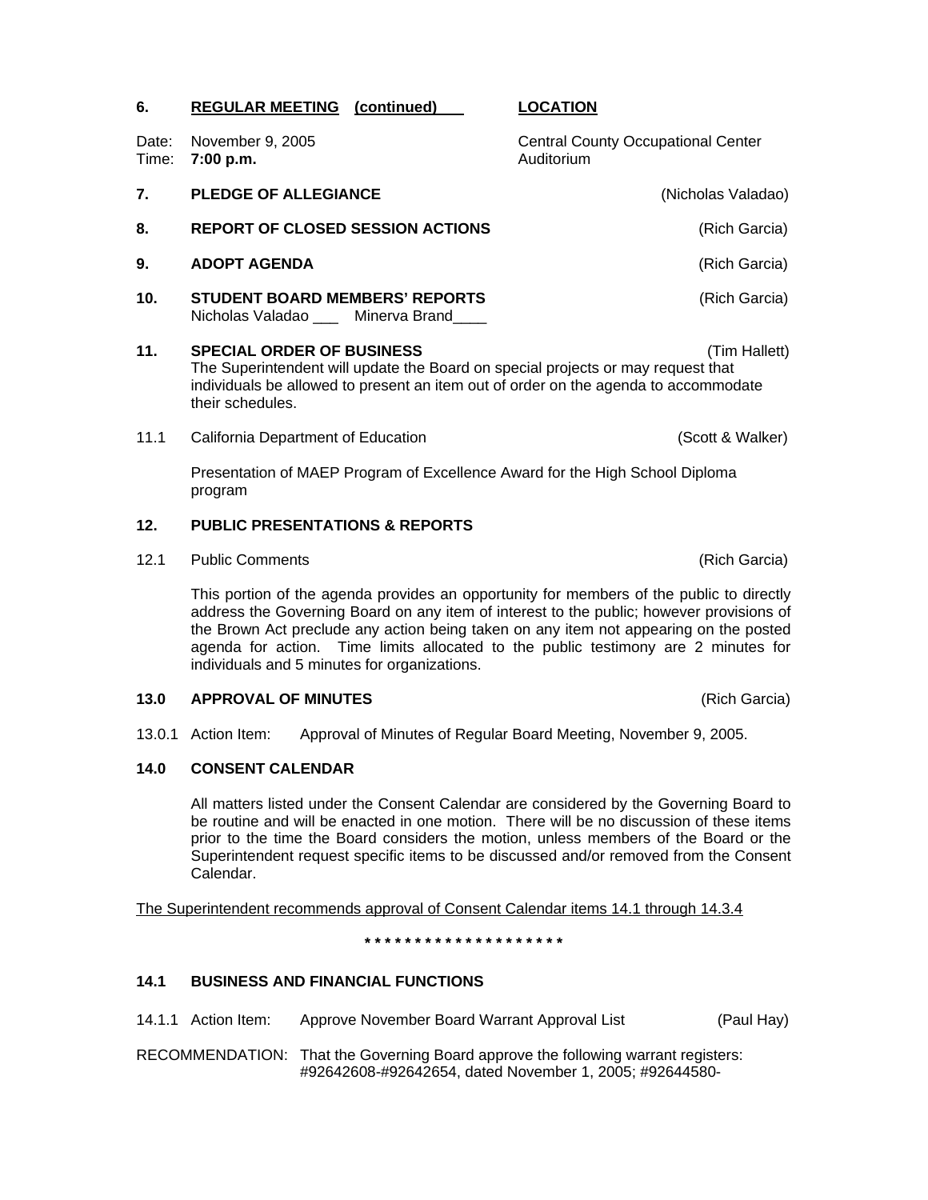**6. REGULAR MEETING (continued)** — **LOCATION**

Date: November 9, 2005 — Central County Occupational Center
Time: **7:00 p.m.** — Auditorium

**7. PLEDGE OF ALLEGIANCE** (Nicholas Valadao)

**8. REPORT OF CLOSED SESSION ACTIONS** (Rich Garcia)

**9. ADOPT AGENDA** (Rich Garcia)

**10. STUDENT BOARD MEMBERS' REPORTS** (Rich Garcia)
Nicholas Valadao ___ Minerva Brand____

**11. SPECIAL ORDER OF BUSINESS** (Tim Hallett)
The Superintendent will update the Board on special projects or may request that individuals be allowed to present an item out of order on the agenda to accommodate their schedules.

11.1 California Department of Education (Scott & Walker)

Presentation of MAEP Program of Excellence Award for the High School Diploma program

**12. PUBLIC PRESENTATIONS & REPORTS**

12.1 Public Comments (Rich Garcia)

This portion of the agenda provides an opportunity for members of the public to directly address the Governing Board on any item of interest to the public; however provisions of the Brown Act preclude any action being taken on any item not appearing on the posted agenda for action. Time limits allocated to the public testimony are 2 minutes for individuals and 5 minutes for organizations.

**13.0 APPROVAL OF MINUTES** (Rich Garcia)

13.0.1 Action Item: Approval of Minutes of Regular Board Meeting, November 9, 2005.

**14.0 CONSENT CALENDAR**

All matters listed under the Consent Calendar are considered by the Governing Board to be routine and will be enacted in one motion. There will be no discussion of these items prior to the time the Board considers the motion, unless members of the Board or the Superintendent request specific items to be discussed and/or removed from the Consent Calendar.

The Superintendent recommends approval of Consent Calendar items 14.1 through 14.3.4

* * * * * * * * * * * * * * * * * * * *

**14.1 BUSINESS AND FINANCIAL FUNCTIONS**

14.1.1 Action Item: Approve November Board Warrant Approval List (Paul Hay)

RECOMMENDATION: That the Governing Board approve the following warrant registers: #92642608-#92642654, dated November 1, 2005; #92644580-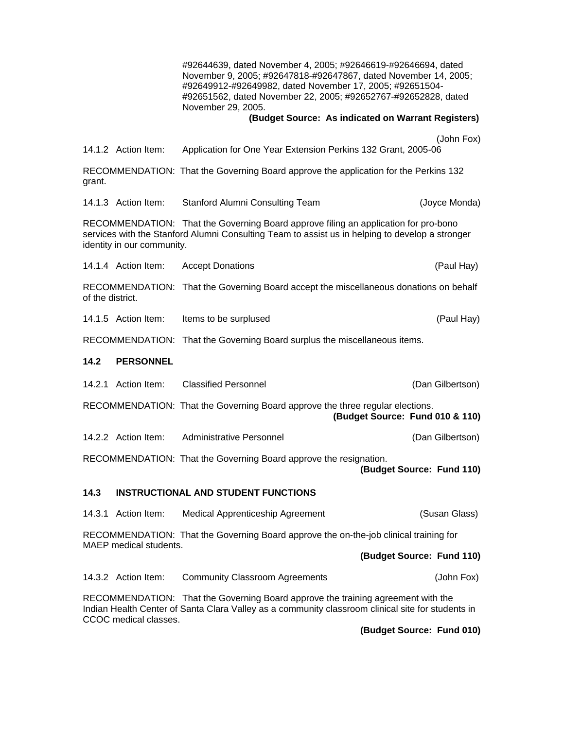#92644639, dated November 4, 2005; #92646619-#92646694, dated November 9, 2005; #92647818-#92647867, dated November 14, 2005; #92649912-#92649982, dated November 17, 2005; #92651504-#92651562, dated November 22, 2005; #92652767-#92652828, dated November 29, 2005.

**(Budget Source: As indicated on Warrant Registers)**

14.1.2 Action Item: Application for One Year Extension Perkins 132 Grant, 2005-06 (John Fox)

RECOMMENDATION: That the Governing Board approve the application for the Perkins 132 grant.

14.1.3 Action Item: Stanford Alumni Consulting Team (Joyce Monda)

RECOMMENDATION: That the Governing Board approve filing an application for pro-bono services with the Stanford Alumni Consulting Team to assist us in helping to develop a stronger identity in our community.

14.1.4 Action Item: Accept Donations (Paul Hay)

RECOMMENDATION: That the Governing Board accept the miscellaneous donations on behalf of the district.

14.1.5 Action Item: Items to be surplused (Paul Hay)

RECOMMENDATION: That the Governing Board surplus the miscellaneous items.

**14.2 PERSONNEL**

14.2.1 Action Item: Classified Personnel (Dan Gilbertson)

RECOMMENDATION: That the Governing Board approve the three regular elections.

**(Budget Source: Fund 010 & 110)**

14.2.2 Action Item: Administrative Personnel (Dan Gilbertson)

RECOMMENDATION: That the Governing Board approve the resignation.

**(Budget Source: Fund 110)**

**14.3 INSTRUCTIONAL AND STUDENT FUNCTIONS**

14.3.1 Action Item: Medical Apprenticeship Agreement (Susan Glass)

RECOMMENDATION: That the Governing Board approve the on-the-job clinical training for MAEP medical students.

**(Budget Source: Fund 110)**

14.3.2 Action Item: Community Classroom Agreements (John Fox)

RECOMMENDATION: That the Governing Board approve the training agreement with the Indian Health Center of Santa Clara Valley as a community classroom clinical site for students in CCOC medical classes.

**(Budget Source: Fund 010)**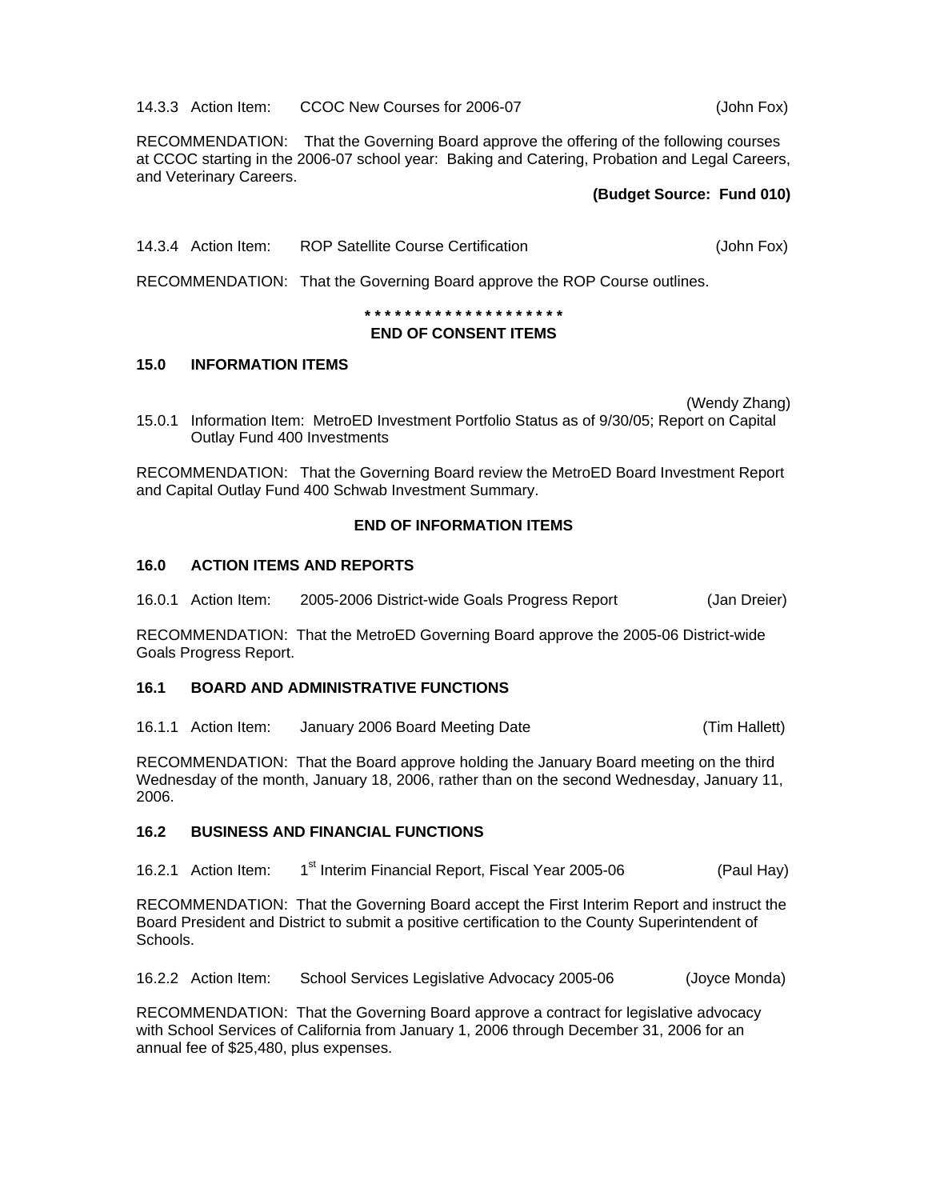14.3.3 Action Item: CCOC New Courses for 2006-07 (John Fox)

RECOMMENDATION: That the Governing Board approve the offering of the following courses at CCOC starting in the 2006-07 school year: Baking and Catering, Probation and Legal Careers, and Veterinary Careers.

**(Budget Source: Fund 010)**

14.3.4 Action Item: ROP Satellite Course Certification (John Fox)

RECOMMENDATION: That the Governing Board approve the ROP Course outlines.

**\* \* \* \* \* \* \* \* \* \* \* \* \* \* \* \* \* \* \* \***

**END OF CONSENT ITEMS**

## 15.0 INFORMATION ITEMS

(Wendy Zhang)

15.0.1 Information Item: MetroED Investment Portfolio Status as of 9/30/05; Report on Capital Outlay Fund 400 Investments

RECOMMENDATION: That the Governing Board review the MetroED Board Investment Report and Capital Outlay Fund 400 Schwab Investment Summary.

**END OF INFORMATION ITEMS**

## 16.0 ACTION ITEMS AND REPORTS

16.0.1 Action Item: 2005-2006 District-wide Goals Progress Report (Jan Dreier)

RECOMMENDATION: That the MetroED Governing Board approve the 2005-06 District-wide Goals Progress Report.

### 16.1 BOARD AND ADMINISTRATIVE FUNCTIONS

16.1.1 Action Item: January 2006 Board Meeting Date (Tim Hallett)

RECOMMENDATION: That the Board approve holding the January Board meeting on the third Wednesday of the month, January 18, 2006, rather than on the second Wednesday, January 11, 2006.

### 16.2 BUSINESS AND FINANCIAL FUNCTIONS

16.2.1 Action Item: 1st Interim Financial Report, Fiscal Year 2005-06 (Paul Hay)

RECOMMENDATION: That the Governing Board accept the First Interim Report and instruct the Board President and District to submit a positive certification to the County Superintendent of Schools.

16.2.2 Action Item: School Services Legislative Advocacy 2005-06 (Joyce Monda)

RECOMMENDATION: That the Governing Board approve a contract for legislative advocacy with School Services of California from January 1, 2006 through December 31, 2006 for an annual fee of $25,480, plus expenses.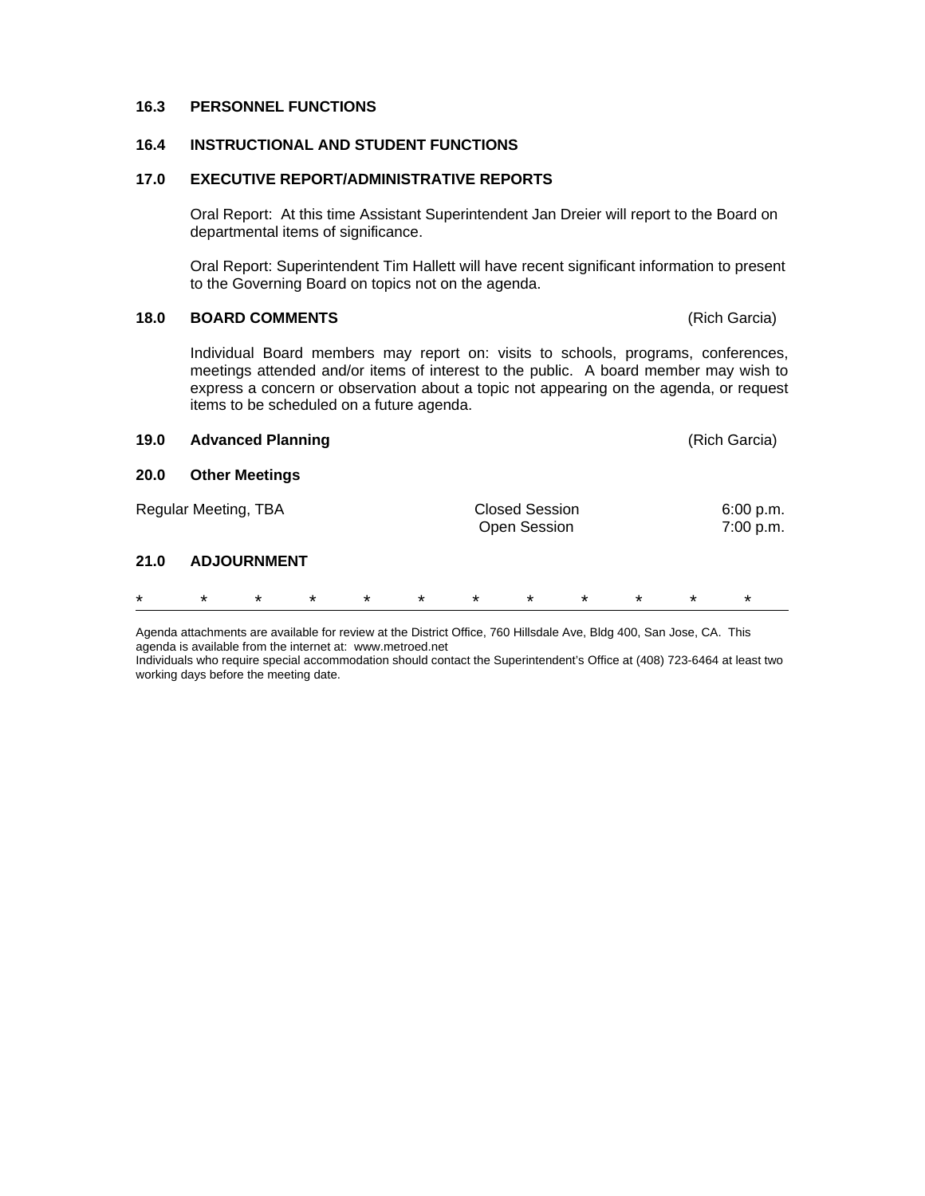**16.3 PERSONNEL FUNCTIONS**

**16.4 INSTRUCTIONAL AND STUDENT FUNCTIONS**

**17.0 EXECUTIVE REPORT/ADMINISTRATIVE REPORTS**

Oral Report: At this time Assistant Superintendent Jan Dreier will report to the Board on departmental items of significance.

Oral Report: Superintendent Tim Hallett will have recent significant information to present to the Governing Board on topics not on the agenda.

**18.0 BOARD COMMENTS** (Rich Garcia)

Individual Board members may report on: visits to schools, programs, conferences, meetings attended and/or items of interest to the public. A board member may wish to express a concern or observation about a topic not appearing on the agenda, or request items to be scheduled on a future agenda.

**19.0 Advanced Planning** (Rich Garcia)

**20.0 Other Meetings**

| | | |
|---|---|---|
| Regular Meeting, TBA | Closed Session | 6:00 p.m. |
| | Open Session | 7:00 p.m. |

**21.0 ADJOURNMENT**

\* \* \* \* \* \* \* \* \* \* \* \*

---

Agenda attachments are available for review at the District Office, 760 Hillsdale Ave, Bldg 400, San Jose, CA. This agenda is available from the internet at: www.metroed.net

Individuals who require special accommodation should contact the Superintendent's Office at (408) 723-6464 at least two working days before the meeting date.